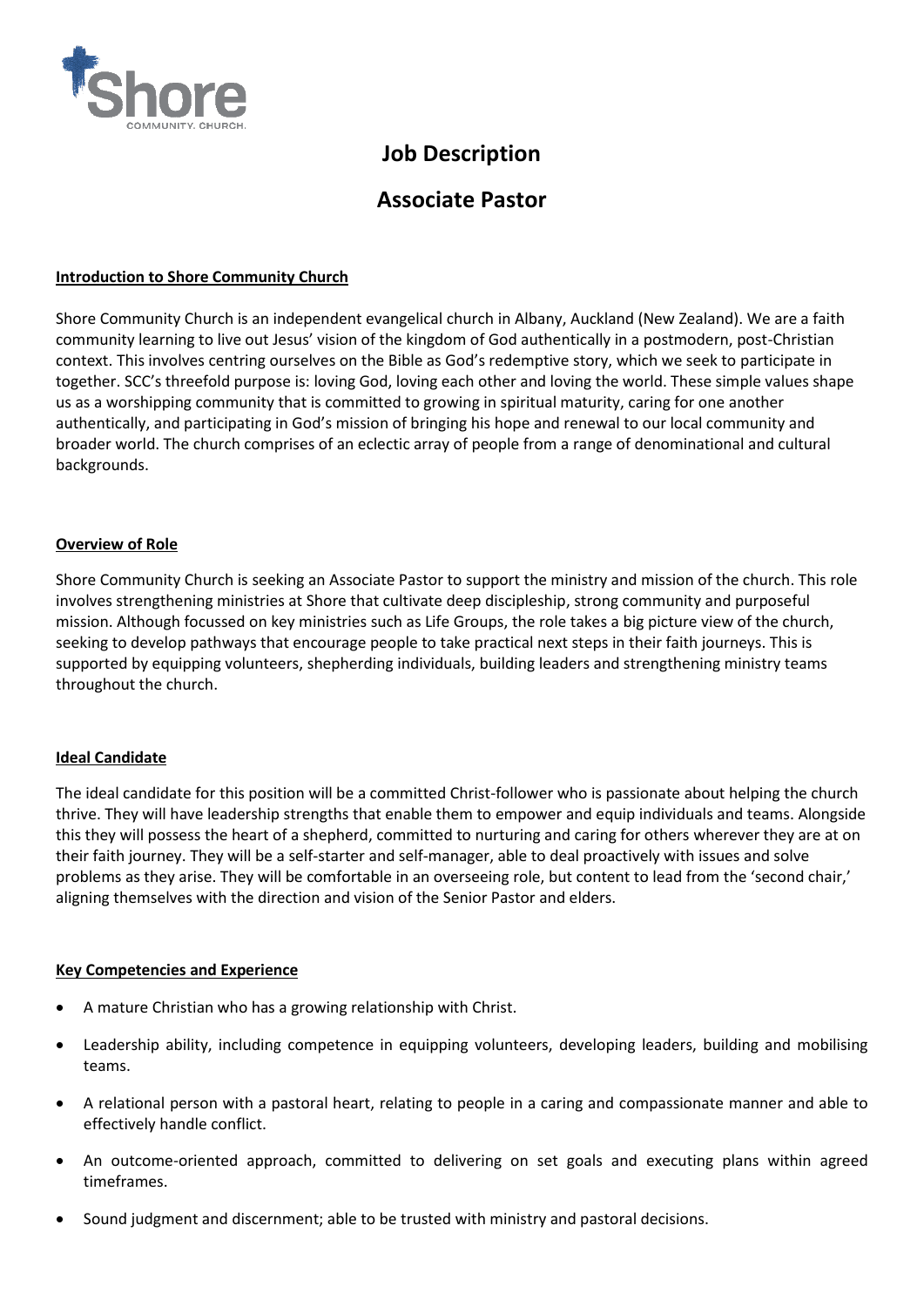# Job Description

# Associate Pastor

## Introduction to Shore Community Church

Shore Community Church is an independent evangelical church in Albany, Auckland (New Zealand). We are a faith community learning to live out Jesus' vision of the kingdom of God authentically in a postmodern, post-Christian context. This involves centring ourselves on the Bible as God's redemptive story, which we seek to participate in together. SCC's threefold purpose is: loving God, loving each other and loving the world. These simple values shape us as a worshipping community that is committed to growing in spiritual maturity, caring for one another authentically, and participating in God's mission of bringing his hope and renewal to our local community and broader world. The church comprises of an eclectic array of people from a range of denominational and cultural backgrounds.

## Overview of Role

Shore Community Church is seeking an Associate Pastor to support the ministry and mission of the church. This role involves strengthening ministries at Shore that cultivate deep discipleship, strong community and purposeful mission. Although focussed on key ministries such as Life Groups, the role takes a big picture view of the church, seeking to develop pathways that encourage people to take practical next steps in their faith journeys. This is supported by equipping volunteers, shepherding individuals, building leaders and strengthening ministry teams throughout the church.

## Ideal Candidate

The ideal candidate for this position will be a committed Christ-follower who is passionate about helping the church thrive. They will have leadership strengths that enable them to empower and equip individuals and teams. Alongside this they will possess the heart of a shepherd, committed to nurturing and caring for others wherever they are at on their faith journey. They will be a self-starter and self-manager, able to deal proactively with issues and solve problems as they arise. They will be comfortable in an overseeing role, but content to lead from the 'second chair,' aligning themselves with the direction and vision of the Senior Pastor and elders.

## Key Competencies and Experience

- A mature Christian who has a growing relationship with Christ.
- Leadership ability, including competence in equipping volunteers, developing leaders, building and mobilising teams.
- A relational person with a pastoral heart, relating to people in a caring and compassionate manner and able to effectively handle conflict.
- An outcome-oriented approach, committed to delivering on set goals and executing plans within agreed timeframes.
- Sound judgment and discernment; able to be trusted with ministry and pastoral decisions.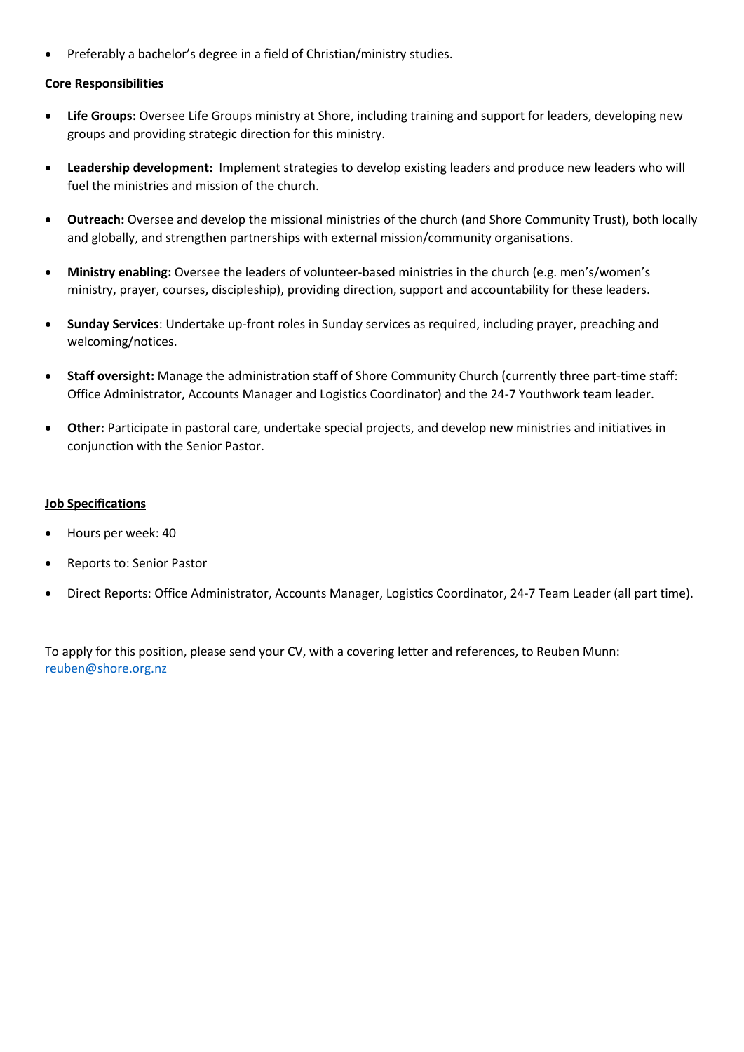- Preferably a bachelor's degree in a field of Christian/ministry studies.

**Core Responsibilities**

- **Life Groups:** Oversee Life Groups ministry at Shore, including training and support for leaders, developing new groups and providing strategic direction for this ministry.
- **Leadership development:** Implement strategies to develop existing leaders and produce new leaders who will fuel the ministries and mission of the church.
- **Outreach:** Oversee and develop the missional ministries of the church (and Shore Community Trust), both locally and globally, and strengthen partnerships with external mission/community organisations.
- **Ministry enabling:** Oversee the leaders of volunteer-based ministries in the church (e.g. men's/women's ministry, prayer, courses, discipleship), providing direction, support and accountability for these leaders.
- **Sunday Services**: Undertake up-front roles in Sunday services as required, including prayer, preaching and welcoming/notices.
- **Staff oversight:** Manage the administration staff of Shore Community Church (currently three part-time staff: Office Administrator, Accounts Manager and Logistics Coordinator) and the 24-7 Youthwork team leader.
- **Other:** Participate in pastoral care, undertake special projects, and develop new ministries and initiatives in conjunction with the Senior Pastor.

**Job Specifications**

- Hours per week: 40
- Reports to: Senior Pastor
- Direct Reports: Office Administrator, Accounts Manager, Logistics Coordinator, 24-7 Team Leader (all part time).

To apply for this position, please send your CV, with a covering letter and references, to Reuben Munn: reuben@shore.org.nz